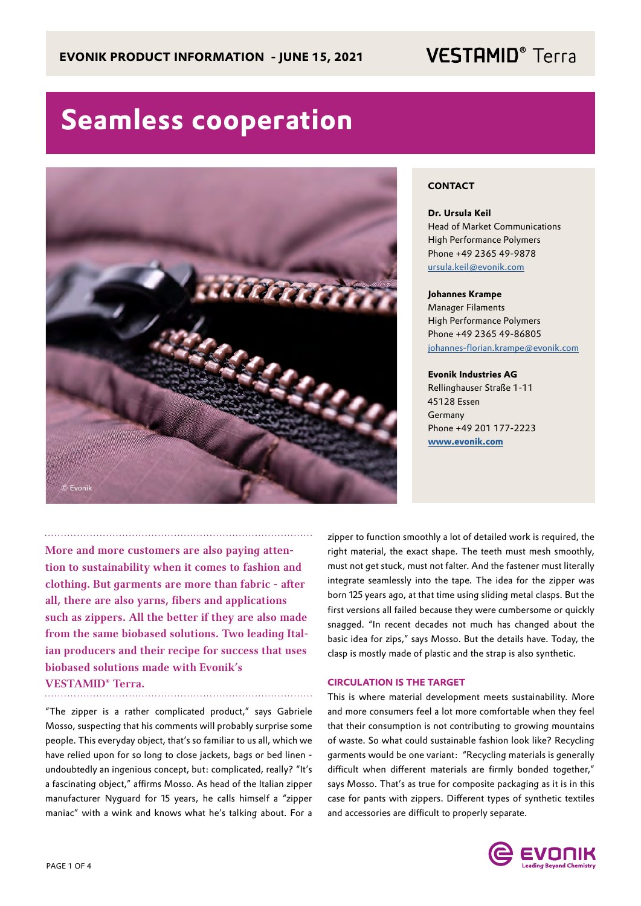EVONIK PRODUCT INFORMATION - JUNE 15, 2021

VESTAMID® Terra

# Seamless cooperation

© Evonik

**CONTACT**

**Dr. Ursula Keil**
Head of Market Communications
High Performance Polymers
Phone +49 2365 49-9878
ursula.keil@evonik.com

**Johannes Krampe**
Manager Filaments
High Performance Polymers
Phone +49 2365 49-86805
johannes-florian.krampe@evonik.com

**Evonik Industries AG**
Rellinghauser Straße 1-11
45128 Essen
Germany
Phone +49 201 177-2223
**www.evonik.com**

**More and more customers are also paying attention to sustainability when it comes to fashion and clothing. But garments are more than fabric - after all, there are also yarns, fibers and applications such as zippers. All the better if they are also made from the same biobased solutions. Two leading Italian producers and their recipe for success that uses biobased solutions made with Evonik's VESTAMID® Terra.**

"The zipper is a rather complicated product," says Gabriele Mosso, suspecting that his comments will probably surprise some people. This everyday object, that's so familiar to us all, which we have relied upon for so long to close jackets, bags or bed linen - undoubtedly an ingenious concept, but: complicated, really? "It's a fascinating object," affirms Mosso. As head of the Italian zipper manufacturer Nyguard for 15 years, he calls himself a "zipper maniac" with a wink and knows what he's talking about. For a zipper to function smoothly a lot of detailed work is required, the right material, the exact shape. The teeth must mesh smoothly, must not get stuck, must not falter. And the fastener must literally integrate seamlessly into the tape. The idea for the zipper was born 125 years ago, at that time using sliding metal clasps. But the first versions all failed because they were cumbersome or quickly snagged. "In recent decades not much has changed about the basic idea for zips," says Mosso. But the details have. Today, the clasp is mostly made of plastic and the strap is also synthetic.

## CIRCULATION IS THE TARGET

This is where material development meets sustainability. More and more consumers feel a lot more comfortable when they feel that their consumption is not contributing to growing mountains of waste. So what could sustainable fashion look like? Recycling garments would be one variant: "Recycling materials is generally difficult when different materials are firmly bonded together," says Mosso. That's as true for composite packaging as it is in this case for pants with zippers. Different types of synthetic textiles and accessories are difficult to properly separate.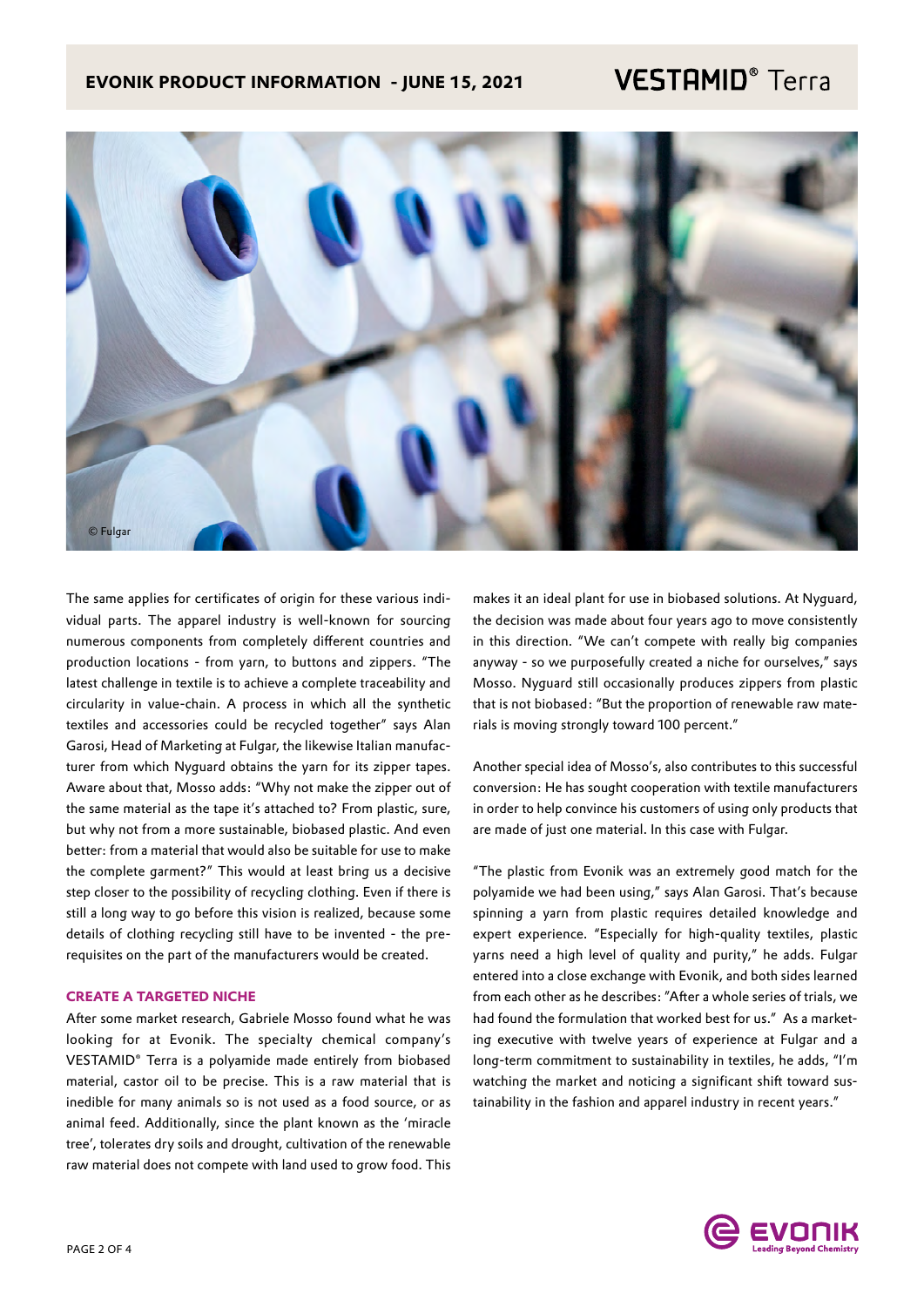The same applies for certificates of origin for these various individual parts. The apparel industry is well-known for sourcing numerous components from completely different countries and production locations - from yarn, to buttons and zippers. "The latest challenge in textile is to achieve a complete traceability and circularity in value-chain. A process in which all the synthetic textiles and accessories could be recycled together" says Alan Garosi, Head of Marketing at Fulgar, the likewise Italian manufacturer from which Nyguard obtains the yarn for its zipper tapes. Aware about that, Mosso adds: "Why not make the zipper out of the same material as the tape it's attached to? From plastic, sure, but why not from a more sustainable, biobased plastic. And even better: from a material that would also be suitable for use to make the complete garment?" This would at least bring us a decisive step closer to the possibility of recycling clothing. Even if there is still a long way to go before this vision is realized, because some details of clothing recycling still have to be invented - the prerequisites on the part of the manufacturers would be created.

### CREATE A TARGETED NICHE

After some market research, Gabriele Mosso found what he was looking for at Evonik. The specialty chemical company's VESTAMID® Terra is a polyamide made entirely from biobased material, castor oil to be precise. This is a raw material that is inedible for many animals so is not used as a food source, or as animal feed. Additionally, since the plant known as the 'miracle tree', tolerates dry soils and drought, cultivation of the renewable raw material does not compete with land used to grow food. This makes it an ideal plant for use in biobased solutions. At Nyguard, the decision was made about four years ago to move consistently in this direction. "We can't compete with really big companies anyway - so we purposefully created a niche for ourselves," says Mosso. Nyguard still occasionally produces zippers from plastic that is not biobased: "But the proportion of renewable raw materials is moving strongly toward 100 percent."

Another special idea of Mosso's, also contributes to this successful conversion: He has sought cooperation with textile manufacturers in order to help convince his customers of using only products that are made of just one material. In this case with Fulgar.

"The plastic from Evonik was an extremely good match for the polyamide we had been using," says Alan Garosi. That's because spinning a yarn from plastic requires detailed knowledge and expert experience. "Especially for high-quality textiles, plastic yarns need a high level of quality and purity," he adds. Fulgar entered into a close exchange with Evonik, and both sides learned from each other as he describes: "After a whole series of trials, we had found the formulation that worked best for us." As a marketing executive with twelve years of experience at Fulgar and a long-term commitment to sustainability in textiles, he adds, "I'm watching the market and noticing a significant shift toward sustainability in the fashion and apparel industry in recent years."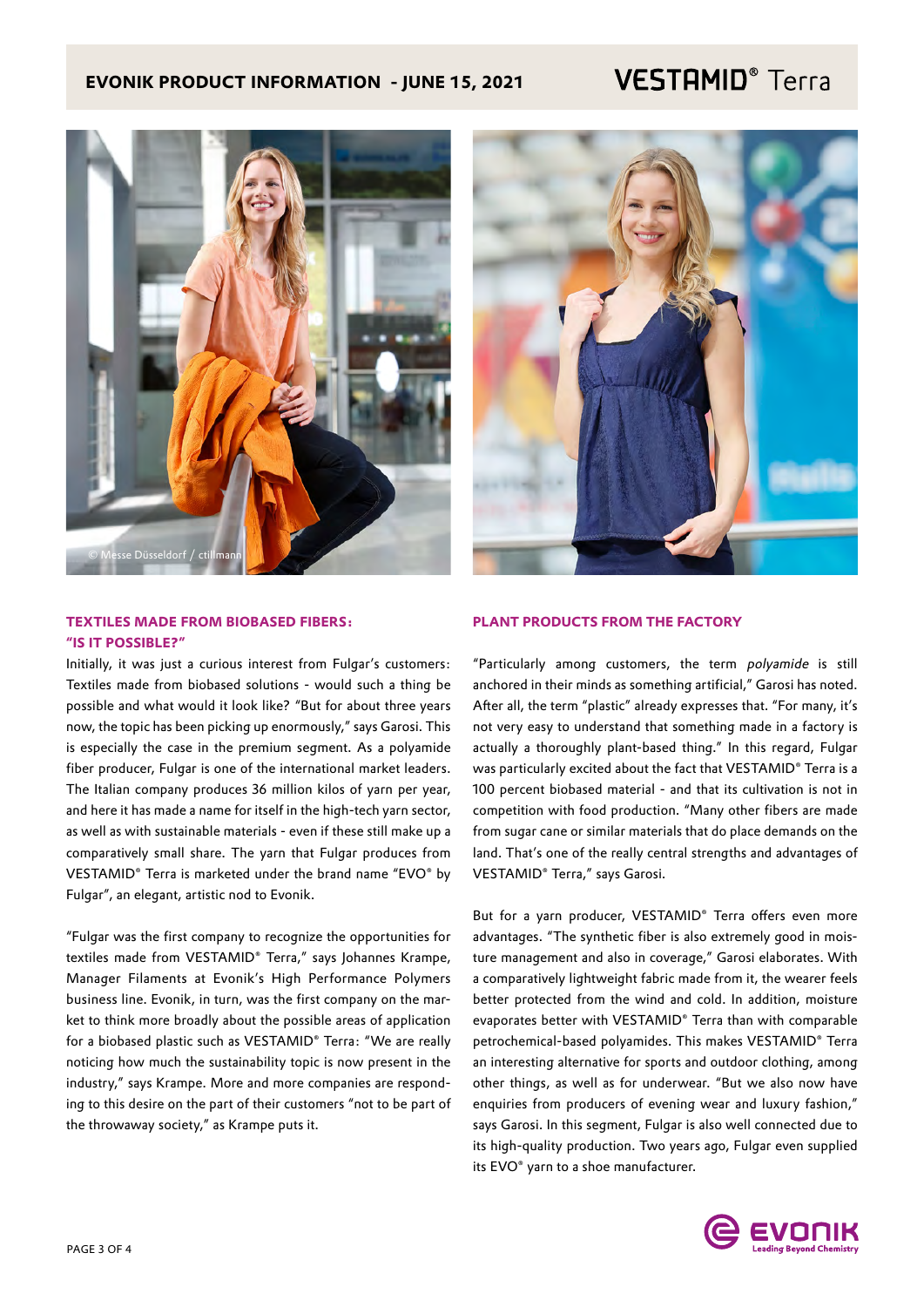## TEXTILES MADE FROM BIOBASED FIBERS: "IS IT POSSIBLE?"

Initially, it was just a curious interest from Fulgar's customers: Textiles made from biobased solutions - would such a thing be possible and what would it look like? "But for about three years now, the topic has been picking up enormously," says Garosi. This is especially the case in the premium segment. As a polyamide fiber producer, Fulgar is one of the international market leaders. The Italian company produces 36 million kilos of yarn per year, and here it has made a name for itself in the high-tech yarn sector, as well as with sustainable materials - even if these still make up a comparatively small share. The yarn that Fulgar produces from VESTAMID® Terra is marketed under the brand name "EVO® by Fulgar", an elegant, artistic nod to Evonik.

"Fulgar was the first company to recognize the opportunities for textiles made from VESTAMID® Terra," says Johannes Krampe, Manager Filaments at Evonik's High Performance Polymers business line. Evonik, in turn, was the first company on the market to think more broadly about the possible areas of application for a biobased plastic such as VESTAMID® Terra: "We are really noticing how much the sustainability topic is now present in the industry," says Krampe. More and more companies are responding to this desire on the part of their customers "not to be part of the throwaway society," as Krampe puts it.

## PLANT PRODUCTS FROM THE FACTORY

"Particularly among customers, the term *polyamide* is still anchored in their minds as something artificial," Garosi has noted. After all, the term "plastic" already expresses that. "For many, it's not very easy to understand that something made in a factory is actually a thoroughly plant-based thing." In this regard, Fulgar was particularly excited about the fact that VESTAMID® Terra is a 100 percent biobased material - and that its cultivation is not in competition with food production. "Many other fibers are made from sugar cane or similar materials that do place demands on the land. That's one of the really central strengths and advantages of VESTAMID® Terra," says Garosi.

But for a yarn producer, VESTAMID® Terra offers even more advantages. "The synthetic fiber is also extremely good in moisture management and also in coverage," Garosi elaborates. With a comparatively lightweight fabric made from it, the wearer feels better protected from the wind and cold. In addition, moisture evaporates better with VESTAMID® Terra than with comparable petrochemical-based polyamides. This makes VESTAMID® Terra an interesting alternative for sports and outdoor clothing, among other things, as well as for underwear. "But we also now have enquiries from producers of evening wear and luxury fashion," says Garosi. In this segment, Fulgar is also well connected due to its high-quality production. Two years ago, Fulgar even supplied its EVO® yarn to a shoe manufacturer.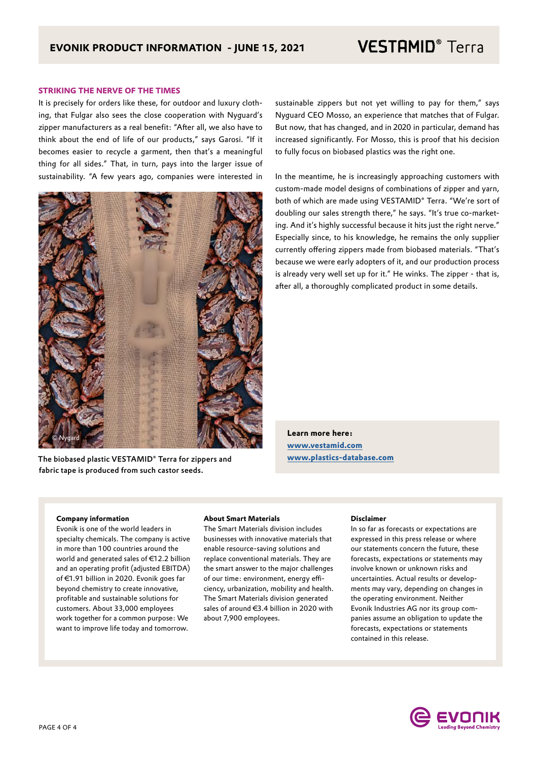### STRIKING THE NERVE OF THE TIMES

It is precisely for orders like these, for outdoor and luxury clothing, that Fulgar also sees the close cooperation with Nyguard's zipper manufacturers as a real benefit: "After all, we also have to think about the end of life of our products," says Garosi. "If it becomes easier to recycle a garment, then that's a meaningful thing for all sides." That, in turn, pays into the larger issue of sustainability. "A few years ago, companies were interested in sustainable zippers but not yet willing to pay for them," says Nyguard CEO Mosso, an experience that matches that of Fulgar. But now, that has changed, and in 2020 in particular, demand has increased significantly. For Mosso, this is proof that his decision to fully focus on biobased plastics was the right one.

© Nygard

The biobased plastic VESTAMID® Terra for zippers and fabric tape is produced from such castor seeds.

In the meantime, he is increasingly approaching customers with custom-made model designs of combinations of zipper and yarn, both of which are made using VESTAMID® Terra. "We're sort of doubling our sales strength there," he says. "It's true co-marketing. And it's highly successful because it hits just the right nerve." Especially since, to his knowledge, he remains the only supplier currently offering zippers made from biobased materials. "That's because we were early adopters of it, and our production process is already very well set up for it." He winks. The zipper - that is, after all, a thoroughly complicated product in some details.

**Learn more here:**
**www.vestamid.com**
**www.plastics-database.com**

**Company information**
Evonik is one of the world leaders in specialty chemicals. The company is active in more than 100 countries around the world and generated sales of €12.2 billion and an operating profit (adjusted EBITDA) of €1.91 billion in 2020. Evonik goes far beyond chemistry to create innovative, profitable and sustainable solutions for customers. About 33,000 employees work together for a common purpose: We want to improve life today and tomorrow.

**About Smart Materials**
The Smart Materials division includes businesses with innovative materials that enable resource-saving solutions and replace conventional materials. They are the smart answer to the major challenges of our time: environment, energy efficiency, urbanization, mobility and health. The Smart Materials division generated sales of around €3.4 billion in 2020 with about 7,900 employees.

**Disclaimer**
In so far as forecasts or expectations are expressed in this press release or where our statements concern the future, these forecasts, expectations or statements may involve known or unknown risks and uncertainties. Actual results or developments may vary, depending on changes in the operating environment. Neither Evonik Industries AG nor its group companies assume an obligation to update the forecasts, expectations or statements contained in this release.